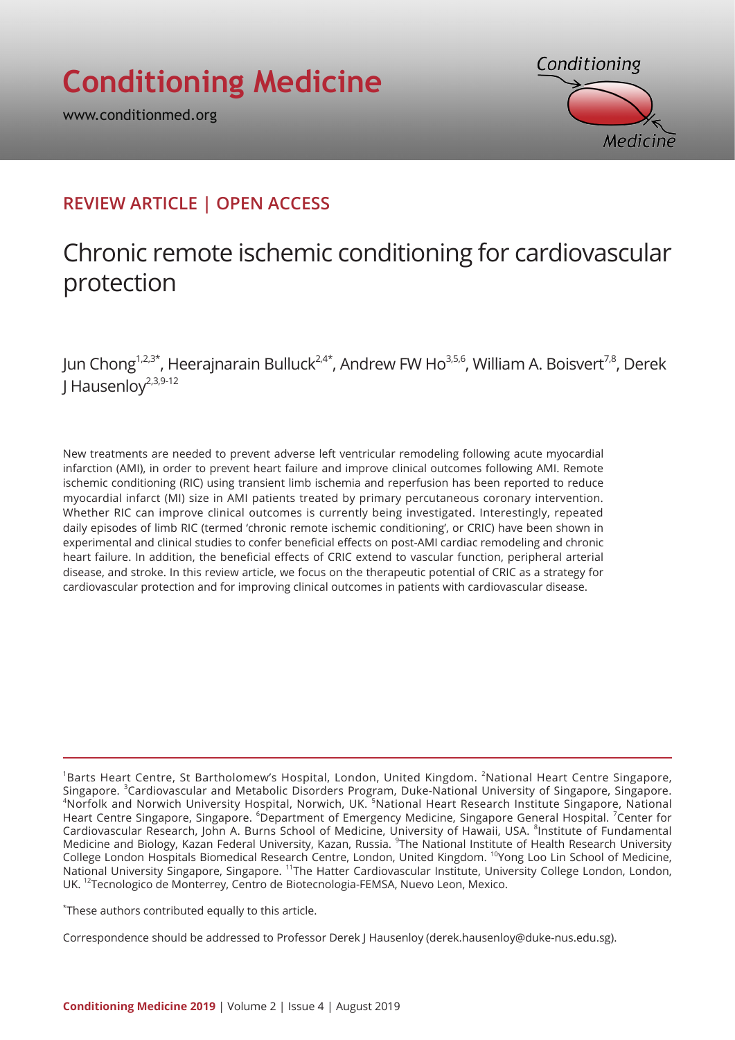REVIEW ARTICLE | OPEN ACCESS

# Chronic remote ischemic conditioning for cardiovascular protection

Jun Chong[1,2,3*], Heerajnarain Bulluck[2,4*], Andrew FW Ho[3,5,6], William A. Boisvert[7,8], Derek J Hausenloy[2,3,9-12]

New treatments are needed to prevent adverse left ventricular remodeling following acute myocardial infarction (AMI), in order to prevent heart failure and improve clinical outcomes following AMI. Remote ischemic conditioning (RIC) using transient limb ischemia and reperfusion has been reported to reduce myocardial infarct (MI) size in AMI patients treated by primary percutaneous coronary intervention. Whether RIC can improve clinical outcomes is currently being investigated. Interestingly, repeated daily episodes of limb RIC (termed 'chronic remote ischemic conditioning', or CRIC) have been shown in experimental and clinical studies to confer beneficial effects on post-AMI cardiac remodeling and chronic heart failure. In addition, the beneficial effects of CRIC extend to vascular function, peripheral arterial disease, and stroke. In this review article, we focus on the therapeutic potential of CRIC as a strategy for cardiovascular protection and for improving clinical outcomes in patients with cardiovascular disease.

---

[1]Barts Heart Centre, St Bartholomew's Hospital, London, United Kingdom. [2]National Heart Centre Singapore, Singapore. [3]Cardiovascular and Metabolic Disorders Program, Duke-National University of Singapore, Singapore. [4]Norfolk and Norwich University Hospital, Norwich, UK. [5]National Heart Research Institute Singapore, National Heart Centre Singapore, Singapore. [6]Department of Emergency Medicine, Singapore General Hospital. [7]Center for Cardiovascular Research, John A. Burns School of Medicine, University of Hawaii, USA. [8]Institute of Fundamental Medicine and Biology, Kazan Federal University, Kazan, Russia. [9]The National Institute of Health Research University College London Hospitals Biomedical Research Centre, London, United Kingdom. [10]Yong Loo Lin School of Medicine, National University Singapore, Singapore. [11]The Hatter Cardiovascular Institute, University College London, London, UK. [12]Tecnologico de Monterrey, Centro de Biotecnologia-FEMSA, Nuevo Leon, Mexico.

[*]These authors contributed equally to this article.

Correspondence should be addressed to Professor Derek J Hausenloy (derek.hausenloy@duke-nus.edu.sg).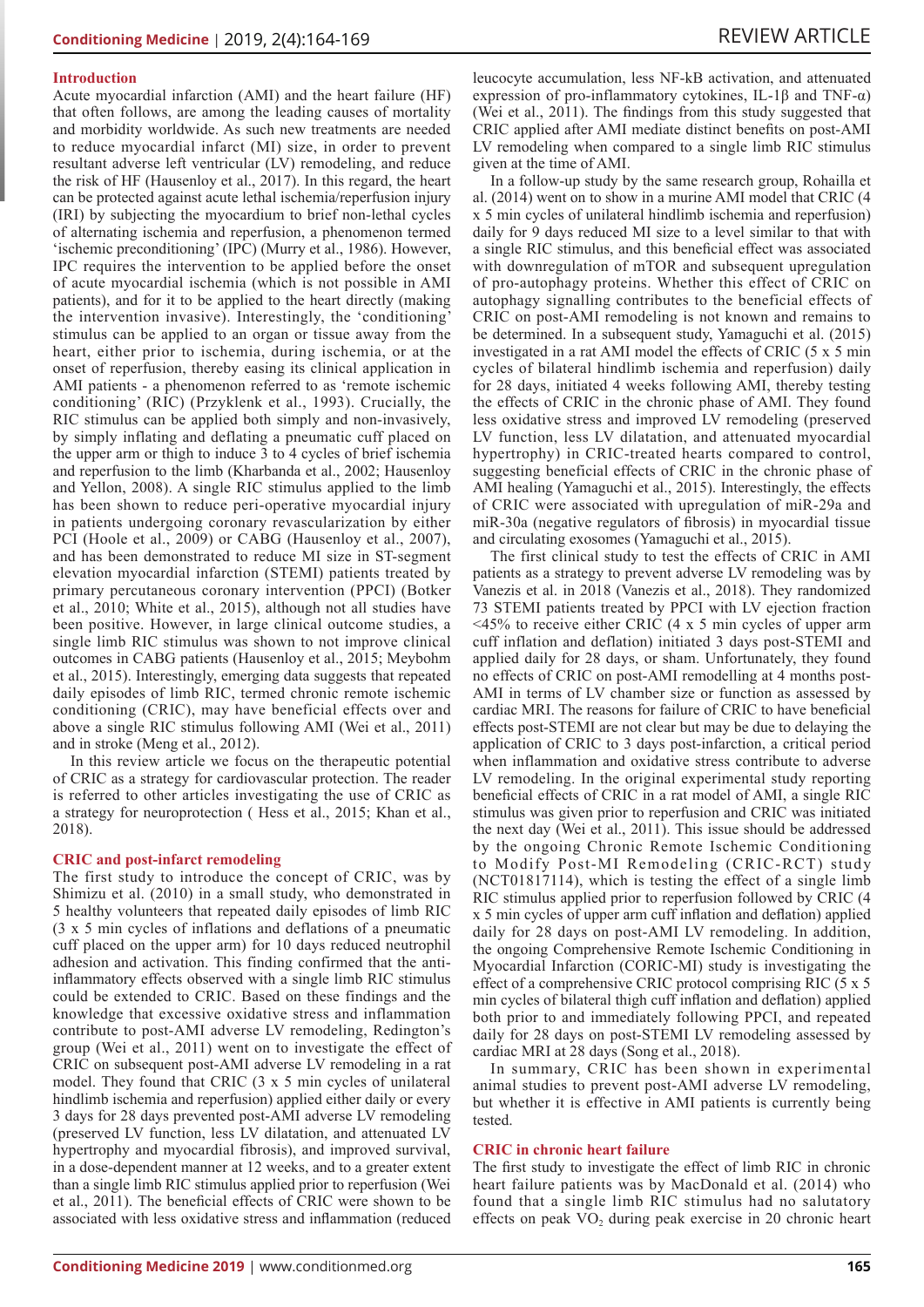## Introduction

Acute myocardial infarction (AMI) and the heart failure (HF) that often follows, are among the leading causes of mortality and morbidity worldwide. As such new treatments are needed to reduce myocardial infarct (MI) size, in order to prevent resultant adverse left ventricular (LV) remodeling, and reduce the risk of HF (Hausenloy et al., 2017). In this regard, the heart can be protected against acute lethal ischemia/reperfusion injury (IRI) by subjecting the myocardium to brief non-lethal cycles of alternating ischemia and reperfusion, a phenomenon termed 'ischemic preconditioning' (IPC) (Murry et al., 1986). However, IPC requires the intervention to be applied before the onset of acute myocardial ischemia (which is not possible in AMI patients), and for it to be applied to the heart directly (making the intervention invasive). Interestingly, the 'conditioning' stimulus can be applied to an organ or tissue away from the heart, either prior to ischemia, during ischemia, or at the onset of reperfusion, thereby easing its clinical application in AMI patients - a phenomenon referred to as 'remote ischemic conditioning' (RIC) (Przyklenk et al., 1993). Crucially, the RIC stimulus can be applied both simply and non-invasively, by simply inflating and deflating a pneumatic cuff placed on the upper arm or thigh to induce 3 to 4 cycles of brief ischemia and reperfusion to the limb (Kharbanda et al., 2002; Hausenloy and Yellon, 2008). A single RIC stimulus applied to the limb has been shown to reduce peri-operative myocardial injury in patients undergoing coronary revascularization by either PCI (Hoole et al., 2009) or CABG (Hausenloy et al., 2007), and has been demonstrated to reduce MI size in ST-segment elevation myocardial infarction (STEMI) patients treated by primary percutaneous coronary intervention (PPCI) (Botker et al., 2010; White et al., 2015), although not all studies have been positive. However, in large clinical outcome studies, a single limb RIC stimulus was shown to not improve clinical outcomes in CABG patients (Hausenloy et al., 2015; Meybohm et al., 2015). Interestingly, emerging data suggests that repeated daily episodes of limb RIC, termed chronic remote ischemic conditioning (CRIC), may have beneficial effects over and above a single RIC stimulus following AMI (Wei et al., 2011) and in stroke (Meng et al., 2012).

In this review article we focus on the therapeutic potential of CRIC as a strategy for cardiovascular protection. The reader is referred to other articles investigating the use of CRIC as a strategy for neuroprotection ( Hess et al., 2015; Khan et al., 2018).

## CRIC and post-infarct remodeling

The first study to introduce the concept of CRIC, was by Shimizu et al. (2010) in a small study, who demonstrated in 5 healthy volunteers that repeated daily episodes of limb RIC (3 x 5 min cycles of inflations and deflations of a pneumatic cuff placed on the upper arm) for 10 days reduced neutrophil adhesion and activation. This finding confirmed that the anti-inflammatory effects observed with a single limb RIC stimulus could be extended to CRIC. Based on these findings and the knowledge that excessive oxidative stress and inflammation contribute to post-AMI adverse LV remodeling, Redington's group (Wei et al., 2011) went on to investigate the effect of CRIC on subsequent post-AMI adverse LV remodeling in a rat model. They found that CRIC (3 x 5 min cycles of unilateral hindlimb ischemia and reperfusion) applied either daily or every 3 days for 28 days prevented post-AMI adverse LV remodeling (preserved LV function, less LV dilatation, and attenuated LV hypertrophy and myocardial fibrosis), and improved survival, in a dose-dependent manner at 12 weeks, and to a greater extent than a single limb RIC stimulus applied prior to reperfusion (Wei et al., 2011). The beneficial effects of CRIC were shown to be associated with less oxidative stress and inflammation (reduced leucocyte accumulation, less NF-kB activation, and attenuated expression of pro-inflammatory cytokines, IL-1β and TNF-α) (Wei et al., 2011). The findings from this study suggested that CRIC applied after AMI mediate distinct benefits on post-AMI LV remodeling when compared to a single limb RIC stimulus given at the time of AMI.

In a follow-up study by the same research group, Rohailla et al. (2014) went on to show in a murine AMI model that CRIC (4 x 5 min cycles of unilateral hindlimb ischemia and reperfusion) daily for 9 days reduced MI size to a level similar to that with a single RIC stimulus, and this beneficial effect was associated with downregulation of mTOR and subsequent upregulation of pro-autophagy proteins. Whether this effect of CRIC on autophagy signalling contributes to the beneficial effects of CRIC on post-AMI remodeling is not known and remains to be determined. In a subsequent study, Yamaguchi et al. (2015) investigated in a rat AMI model the effects of CRIC (5 x 5 min cycles of bilateral hindlimb ischemia and reperfusion) daily for 28 days, initiated 4 weeks following AMI, thereby testing the effects of CRIC in the chronic phase of AMI. They found less oxidative stress and improved LV remodeling (preserved LV function, less LV dilatation, and attenuated myocardial hypertrophy) in CRIC-treated hearts compared to control, suggesting beneficial effects of CRIC in the chronic phase of AMI healing (Yamaguchi et al., 2015). Interestingly, the effects of CRIC were associated with upregulation of miR-29a and miR-30a (negative regulators of fibrosis) in myocardial tissue and circulating exosomes (Yamaguchi et al., 2015).

The first clinical study to test the effects of CRIC in AMI patients as a strategy to prevent adverse LV remodeling was by Vanezis et al. in 2018 (Vanezis et al., 2018). They randomized 73 STEMI patients treated by PPCI with LV ejection fraction <45% to receive either CRIC (4 x 5 min cycles of upper arm cuff inflation and deflation) initiated 3 days post-STEMI and applied daily for 28 days, or sham. Unfortunately, they found no effects of CRIC on post-AMI remodelling at 4 months post-AMI in terms of LV chamber size or function as assessed by cardiac MRI. The reasons for failure of CRIC to have beneficial effects post-STEMI are not clear but may be due to delaying the application of CRIC to 3 days post-infarction, a critical period when inflammation and oxidative stress contribute to adverse LV remodeling. In the original experimental study reporting beneficial effects of CRIC in a rat model of AMI, a single RIC stimulus was given prior to reperfusion and CRIC was initiated the next day (Wei et al., 2011). This issue should be addressed by the ongoing Chronic Remote Ischemic Conditioning to Modify Post-MI Remodeling (CRIC-RCT) study (NCT01817114), which is testing the effect of a single limb RIC stimulus applied prior to reperfusion followed by CRIC (4 x 5 min cycles of upper arm cuff inflation and deflation) applied daily for 28 days on post-AMI LV remodeling. In addition, the ongoing Comprehensive Remote Ischemic Conditioning in Myocardial Infarction (CORIC-MI) study is investigating the effect of a comprehensive CRIC protocol comprising RIC (5 x 5 min cycles of bilateral thigh cuff inflation and deflation) applied both prior to and immediately following PPCI, and repeated daily for 28 days on post-STEMI LV remodeling assessed by cardiac MRI at 28 days (Song et al., 2018).

In summary, CRIC has been shown in experimental animal studies to prevent post-AMI adverse LV remodeling, but whether it is effective in AMI patients is currently being tested.

## CRIC in chronic heart failure

The first study to investigate the effect of limb RIC in chronic heart failure patients was by MacDonald et al. (2014) who found that a single limb RIC stimulus had no salutatory effects on peak $VO_2$ during peak exercise in 20 chronic heart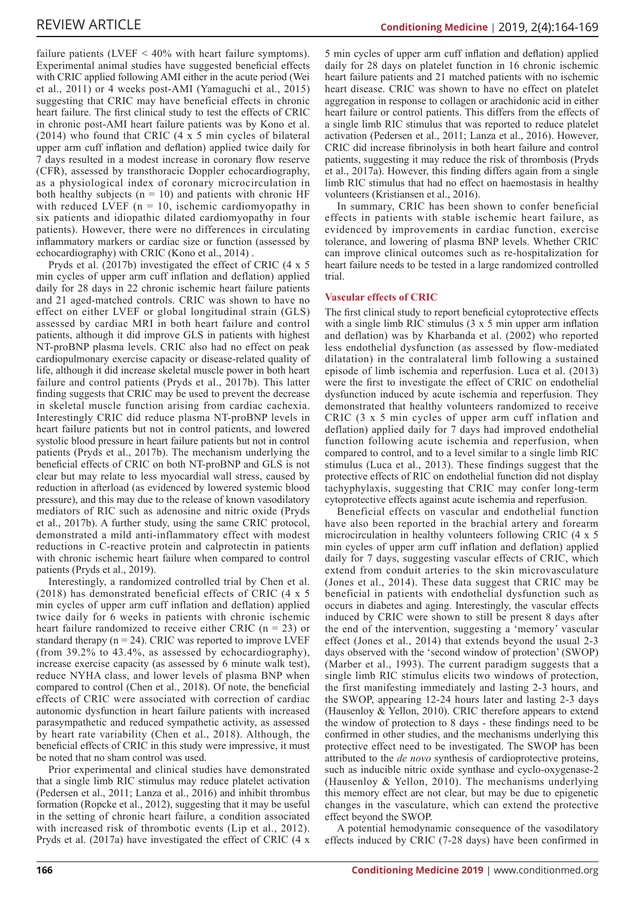failure patients (LVEF < 40% with heart failure symptoms). Experimental animal studies have suggested beneficial effects with CRIC applied following AMI either in the acute period (Wei et al., 2011) or 4 weeks post-AMI (Yamaguchi et al., 2015) suggesting that CRIC may have beneficial effects in chronic heart failure. The first clinical study to test the effects of CRIC in chronic post-AMI heart failure patients was by Kono et al. (2014) who found that CRIC (4 x 5 min cycles of bilateral upper arm cuff inflation and deflation) applied twice daily for 7 days resulted in a modest increase in coronary flow reserve (CFR), assessed by transthoracic Doppler echocardiography, as a physiological index of coronary microcirculation in both healthy subjects (n = 10) and patients with chronic HF with reduced LVEF (n = 10, ischemic cardiomyopathy in six patients and idiopathic dilated cardiomyopathy in four patients). However, there were no differences in circulating inflammatory markers or cardiac size or function (assessed by echocardiography) with CRIC (Kono et al., 2014) .

Pryds et al. (2017b) investigated the effect of CRIC (4 x 5 min cycles of upper arm cuff inflation and deflation) applied daily for 28 days in 22 chronic ischemic heart failure patients and 21 aged-matched controls. CRIC was shown to have no effect on either LVEF or global longitudinal strain (GLS) assessed by cardiac MRI in both heart failure and control patients, although it did improve GLS in patients with highest NT-proBNP plasma levels. CRIC also had no effect on peak cardiopulmonary exercise capacity or disease-related quality of life, although it did increase skeletal muscle power in both heart failure and control patients (Pryds et al., 2017b). This latter finding suggests that CRIC may be used to prevent the decrease in skeletal muscle function arising from cardiac cachexia. Interestingly CRIC did reduce plasma NT-proBNP levels in heart failure patients but not in control patients, and lowered systolic blood pressure in heart failure patients but not in control patients (Pryds et al., 2017b). The mechanism underlying the beneficial effects of CRIC on both NT-proBNP and GLS is not clear but may relate to less myocardial wall stress, caused by reduction in afterload (as evidenced by lowered systemic blood pressure), and this may due to the release of known vasodilatory mediators of RIC such as adenosine and nitric oxide (Pryds et al., 2017b). A further study, using the same CRIC protocol, demonstrated a mild anti-inflammatory effect with modest reductions in C-reactive protein and calprotectin in patients with chronic ischemic heart failure when compared to control patients (Pryds et al., 2019).

Interestingly, a randomized controlled trial by Chen et al. (2018) has demonstrated beneficial effects of CRIC (4 x 5 min cycles of upper arm cuff inflation and deflation) applied twice daily for 6 weeks in patients with chronic ischemic heart failure randomized to receive either CRIC (n = 23) or standard therapy (n = 24). CRIC was reported to improve LVEF (from 39.2% to 43.4%, as assessed by echocardiography), increase exercise capacity (as assessed by 6 minute walk test), reduce NYHA class, and lower levels of plasma BNP when compared to control (Chen et al., 2018). Of note, the beneficial effects of CRIC were associated with correction of cardiac autonomic dysfunction in heart failure patients with increased parasympathetic and reduced sympathetic activity, as assessed by heart rate variability (Chen et al., 2018). Although, the beneficial effects of CRIC in this study were impressive, it must be noted that no sham control was used.

Prior experimental and clinical studies have demonstrated that a single limb RIC stimulus may reduce platelet activation (Pedersen et al., 2011; Lanza et al., 2016) and inhibit thrombus formation (Ropcke et al., 2012), suggesting that it may be useful in the setting of chronic heart failure, a condition associated with increased risk of thrombotic events (Lip et al., 2012). Pryds et al. (2017a) have investigated the effect of CRIC (4 x 5 min cycles of upper arm cuff inflation and deflation) applied daily for 28 days on platelet function in 16 chronic ischemic heart failure patients and 21 matched patients with no ischemic heart disease. CRIC was shown to have no effect on platelet aggregation in response to collagen or arachidonic acid in either heart failure or control patients. This differs from the effects of a single limb RIC stimulus that was reported to reduce platelet activation (Pedersen et al., 2011; Lanza et al., 2016). However, CRIC did increase fibrinolysis in both heart failure and control patients, suggesting it may reduce the risk of thrombosis (Pryds et al., 2017a). However, this finding differs again from a single limb RIC stimulus that had no effect on haemostasis in healthy volunteers (Kristiansen et al., 2016).

In summary, CRIC has been shown to confer beneficial effects in patients with stable ischemic heart failure, as evidenced by improvements in cardiac function, exercise tolerance, and lowering of plasma BNP levels. Whether CRIC can improve clinical outcomes such as re-hospitalization for heart failure needs to be tested in a large randomized controlled trial.

### Vascular effects of CRIC

The first clinical study to report beneficial cytoprotective effects with a single limb RIC stimulus (3 x 5 min upper arm inflation and deflation) was by Kharbanda et al. (2002) who reported less endothelial dysfunction (as assessed by flow-mediated dilatation) in the contralateral limb following a sustained episode of limb ischemia and reperfusion. Luca et al. (2013) were the first to investigate the effect of CRIC on endothelial dysfunction induced by acute ischemia and reperfusion. They demonstrated that healthy volunteers randomized to receive CRIC (3 x 5 min cycles of upper arm cuff inflation and deflation) applied daily for 7 days had improved endothelial function following acute ischemia and reperfusion, when compared to control, and to a level similar to a single limb RIC stimulus (Luca et al., 2013). These findings suggest that the protective effects of RIC on endothelial function did not display tachyphylaxis, suggesting that CRIC may confer long-term cytoprotective effects against acute ischemia and reperfusion.

Beneficial effects on vascular and endothelial function have also been reported in the brachial artery and forearm microcirculation in healthy volunteers following CRIC (4 x 5 min cycles of upper arm cuff inflation and deflation) applied daily for 7 days, suggesting vascular effects of CRIC, which extend from conduit arteries to the skin microvasculature (Jones et al., 2014). These data suggest that CRIC may be beneficial in patients with endothelial dysfunction such as occurs in diabetes and aging. Interestingly, the vascular effects induced by CRIC were shown to still be present 8 days after the end of the intervention, suggesting a 'memory' vascular effect (Jones et al., 2014) that extends beyond the usual 2-3 days observed with the 'second window of protection' (SWOP) (Marber et al., 1993). The current paradigm suggests that a single limb RIC stimulus elicits two windows of protection, the first manifesting immediately and lasting 2-3 hours, and the SWOP, appearing 12-24 hours later and lasting 2-3 days (Hausenloy & Yellon, 2010). CRIC therefore appears to extend the window of protection to 8 days - these findings need to be confirmed in other studies, and the mechanisms underlying this protective effect need to be investigated. The SWOP has been attributed to the *de novo* synthesis of cardioprotective proteins, such as inducible nitric oxide synthase and cyclo-oxygenase-2 (Hausenloy & Yellon, 2010). The mechanisms underlying this memory effect are not clear, but may be due to epigenetic changes in the vasculature, which can extend the protective effect beyond the SWOP.

A potential hemodynamic consequence of the vasodilatory effects induced by CRIC (7-28 days) have been confirmed in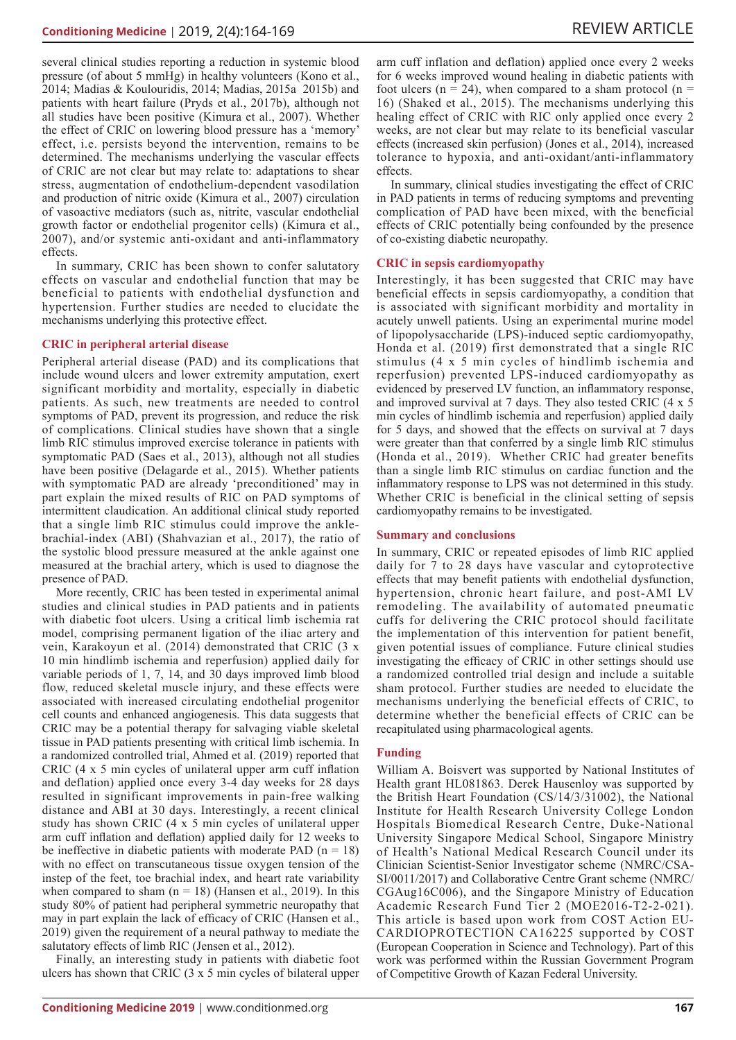several clinical studies reporting a reduction in systemic blood pressure (of about 5 mmHg) in healthy volunteers (Kono et al., 2014; Madias & Koulouridis, 2014; Madias, 2015a 2015b) and patients with heart failure (Pryds et al., 2017b), although not all studies have been positive (Kimura et al., 2007). Whether the effect of CRIC on lowering blood pressure has a 'memory' effect, i.e. persists beyond the intervention, remains to be determined. The mechanisms underlying the vascular effects of CRIC are not clear but may relate to: adaptations to shear stress, augmentation of endothelium-dependent vasodilation and production of nitric oxide (Kimura et al., 2007) circulation of vasoactive mediators (such as, nitrite, vascular endothelial growth factor or endothelial progenitor cells) (Kimura et al., 2007), and/or systemic anti-oxidant and anti-inflammatory effects.

In summary, CRIC has been shown to confer salutatory effects on vascular and endothelial function that may be beneficial to patients with endothelial dysfunction and hypertension. Further studies are needed to elucidate the mechanisms underlying this protective effect.

### CRIC in peripheral arterial disease

Peripheral arterial disease (PAD) and its complications that include wound ulcers and lower extremity amputation, exert significant morbidity and mortality, especially in diabetic patients. As such, new treatments are needed to control symptoms of PAD, prevent its progression, and reduce the risk of complications. Clinical studies have shown that a single limb RIC stimulus improved exercise tolerance in patients with symptomatic PAD (Saes et al., 2013), although not all studies have been positive (Delagarde et al., 2015). Whether patients with symptomatic PAD are already 'preconditioned' may in part explain the mixed results of RIC on PAD symptoms of intermittent claudication. An additional clinical study reported that a single limb RIC stimulus could improve the ankle-brachial-index (ABI) (Shahvazian et al., 2017), the ratio of the systolic blood pressure measured at the ankle against one measured at the brachial artery, which is used to diagnose the presence of PAD.

More recently, CRIC has been tested in experimental animal studies and clinical studies in PAD patients and in patients with diabetic foot ulcers. Using a critical limb ischemia rat model, comprising permanent ligation of the iliac artery and vein, Karakoyun et al. (2014) demonstrated that CRIC (3 x 10 min hindlimb ischemia and reperfusion) applied daily for variable periods of 1, 7, 14, and 30 days improved limb blood flow, reduced skeletal muscle injury, and these effects were associated with increased circulating endothelial progenitor cell counts and enhanced angiogenesis. This data suggests that CRIC may be a potential therapy for salvaging viable skeletal tissue in PAD patients presenting with critical limb ischemia. In a randomized controlled trial, Ahmed et al. (2019) reported that CRIC (4 x 5 min cycles of unilateral upper arm cuff inflation and deflation) applied once every 3-4 day weeks for 28 days resulted in significant improvements in pain-free walking distance and ABI at 30 days. Interestingly, a recent clinical study has shown CRIC (4 x 5 min cycles of unilateral upper arm cuff inflation and deflation) applied daily for 12 weeks to be ineffective in diabetic patients with moderate PAD (n = 18) with no effect on transcutaneous tissue oxygen tension of the instep of the feet, toe brachial index, and heart rate variability when compared to sham (n = 18) (Hansen et al., 2019). In this study 80% of patient had peripheral symmetric neuropathy that may in part explain the lack of efficacy of CRIC (Hansen et al., 2019) given the requirement of a neural pathway to mediate the salutatory effects of limb RIC (Jensen et al., 2012).

Finally, an interesting study in patients with diabetic foot ulcers has shown that CRIC (3 x 5 min cycles of bilateral upper arm cuff inflation and deflation) applied once every 2 weeks for 6 weeks improved wound healing in diabetic patients with foot ulcers (n = 24), when compared to a sham protocol (n = 16) (Shaked et al., 2015). The mechanisms underlying this healing effect of CRIC with RIC only applied once every 2 weeks, are not clear but may relate to its beneficial vascular effects (increased skin perfusion) (Jones et al., 2014), increased tolerance to hypoxia, and anti-oxidant/anti-inflammatory effects.

In summary, clinical studies investigating the effect of CRIC in PAD patients in terms of reducing symptoms and preventing complication of PAD have been mixed, with the beneficial effects of CRIC potentially being confounded by the presence of co-existing diabetic neuropathy.

### CRIC in sepsis cardiomyopathy

Interestingly, it has been suggested that CRIC may have beneficial effects in sepsis cardiomyopathy, a condition that is associated with significant morbidity and mortality in acutely unwell patients. Using an experimental murine model of lipopolysaccharide (LPS)-induced septic cardiomyopathy, Honda et al. (2019) first demonstrated that a single RIC stimulus (4 x 5 min cycles of hindlimb ischemia and reperfusion) prevented LPS-induced cardiomyopathy as evidenced by preserved LV function, an inflammatory response, and improved survival at 7 days. They also tested CRIC (4 x 5 min cycles of hindlimb ischemia and reperfusion) applied daily for 5 days, and showed that the effects on survival at 7 days were greater than that conferred by a single limb RIC stimulus (Honda et al., 2019). Whether CRIC had greater benefits than a single limb RIC stimulus on cardiac function and the inflammatory response to LPS was not determined in this study. Whether CRIC is beneficial in the clinical setting of sepsis cardiomyopathy remains to be investigated.

### Summary and conclusions

In summary, CRIC or repeated episodes of limb RIC applied daily for 7 to 28 days have vascular and cytoprotective effects that may benefit patients with endothelial dysfunction, hypertension, chronic heart failure, and post-AMI LV remodeling. The availability of automated pneumatic cuffs for delivering the CRIC protocol should facilitate the implementation of this intervention for patient benefit, given potential issues of compliance. Future clinical studies investigating the efficacy of CRIC in other settings should use a randomized controlled trial design and include a suitable sham protocol. Further studies are needed to elucidate the mechanisms underlying the beneficial effects of CRIC, to determine whether the beneficial effects of CRIC can be recapitulated using pharmacological agents.

### Funding

William A. Boisvert was supported by National Institutes of Health grant HL081863. Derek Hausenloy was supported by the British Heart Foundation (CS/14/3/31002), the National Institute for Health Research University College London Hospitals Biomedical Research Centre, Duke-National University Singapore Medical School, Singapore Ministry of Health's National Medical Research Council under its Clinician Scientist-Senior Investigator scheme (NMRC/CSA-SI/0011/2017) and Collaborative Centre Grant scheme (NMRC/CGAug16C006), and the Singapore Ministry of Education Academic Research Fund Tier 2 (MOE2016-T2-2-021). This article is based upon work from COST Action EU-CARDIOPROTECTION CA16225 supported by COST (European Cooperation in Science and Technology). Part of this work was performed within the Russian Government Program of Competitive Growth of Kazan Federal University.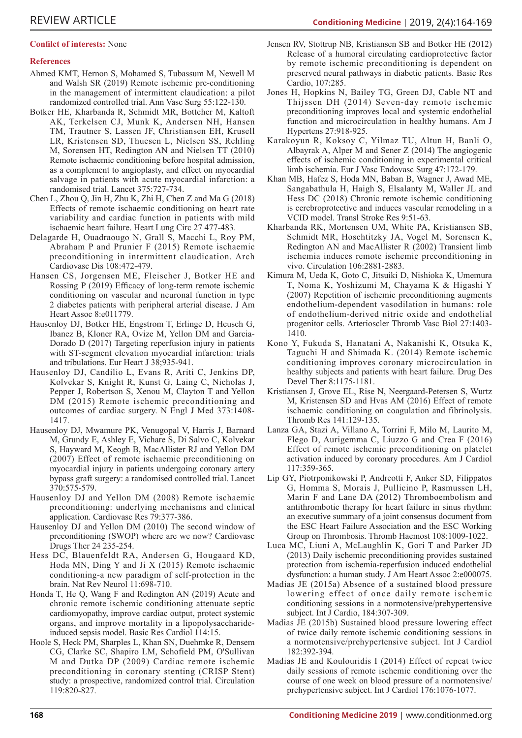**Conifilct of interests:** None

**References**

Ahmed KMT, Hernon S, Mohamed S, Tubassum M, Newell M and Walsh SR (2019) Remote ischemic pre-conditioning in the management of intermittent claudication: a pilot randomized controlled trial. Ann Vasc Surg 55:122-130.

Botker HE, Kharbanda R, Schmidt MR, Bottcher M, Kaltoft AK, Terkelsen CJ, Munk K, Andersen NH, Hansen TM, Trautner S, Lassen JF, Christiansen EH, Krusell LR, Kristensen SD, Thuesen L, Nielsen SS, Rehling M, Sorensen HT, Redington AN and Nielsen TT (2010) Remote ischaemic conditioning before hospital admission, as a complement to angioplasty, and effect on myocardial salvage in patients with acute myocardial infarction: a randomised trial. Lancet 375:727-734.

Chen L, Zhou Q, Jin H, Zhu K, Zhi H, Chen Z and Ma G (2018) Effects of remote ischaemic conditioning on heart rate variability and cardiac function in patients with mild ischaemic heart failure. Heart Lung Circ 27 477-483.

Delagarde H, Ouadraougo N, Grall S, Macchi L, Roy PM, Abraham P and Prunier F (2015) Remote ischaemic preconditioning in intermittent claudication. Arch Cardiovasc Dis 108:472-479.

Hansen CS, Jorgensen ME, Fleischer J, Botker HE and Rossing P (2019) Efficacy of long-term remote ischemic conditioning on vascular and neuronal function in type 2 diabetes patients with peripheral arterial disease. J Am Heart Assoc 8:e011779.

Hausenloy DJ, Botker HE, Engstrom T, Erlinge D, Heusch G, Ibanez B, Kloner RA, Ovize M, Yellon DM and Garcia-Dorado D (2017) Targeting reperfusion injury in patients with ST-segment elevation myocardial infarction: trials and tribulations. Eur Heart J 38;935-941.

Hausenloy DJ, Candilio L, Evans R, Ariti C, Jenkins DP, Kolvekar S, Knight R, Kunst G, Laing C, Nicholas J, Pepper J, Robertson S, Xenou M, Clayton T and Yellon DM (2015) Remote ischemic preconditioning and outcomes of cardiac surgery. N Engl J Med 373:1408-1417.

Hausenloy DJ, Mwamure PK, Venugopal V, Harris J, Barnard M, Grundy E, Ashley E, Vichare S, Di Salvo C, Kolvekar S, Hayward M, Keogh B, MacAllister RJ and Yellon DM (2007) Effect of remote ischaemic preconditioning on myocardial injury in patients undergoing coronary artery bypass graft surgery: a randomised controlled trial. Lancet 370:575-579.

Hausenloy DJ and Yellon DM (2008) Remote ischaemic preconditioning: underlying mechanisms and clinical application. Cardiovasc Res 79:377-386.

Hausenloy DJ and Yellon DM (2010) The second window of preconditioning (SWOP) where are we now? Cardiovasc Drugs Ther 24 235-254.

Hess DC, Blauenfeldt RA, Andersen G, Hougaard KD, Hoda MN, Ding Y and Ji X (2015) Remote ischaemic conditioning-a new paradigm of self-protection in the brain. Nat Rev Neurol 11:698-710.

Honda T, He Q, Wang F and Redington AN (2019) Acute and chronic remote ischemic conditioning attenuate septic cardiomyopathy, improve cardiac output, protect systemic organs, and improve mortality in a lipopolysaccharide-induced sepsis model. Basic Res Cardiol 114:15.

Hoole SP, Heck PM, Sharples L, Khan SN, Duehmke R, Densem CG, Clarke SC, Shapiro LM, Schofield PM, O'Sullivan M and Dutka DP (2009) Cardiac remote ischemic preconditioning in coronary stenting (CRISP Stent) study: a prospective, randomized control trial. Circulation 119:820-827.

Jensen RV, Stottrup NB, Kristiansen SB and Botker HE (2012) Release of a humoral circulating cardioprotective factor by remote ischemic preconditioning is dependent on preserved neural pathways in diabetic patients. Basic Res Cardio, 107:285.

Jones H, Hopkins N, Bailey TG, Green DJ, Cable NT and Thijssen DH (2014) Seven-day remote ischemic preconditioning improves local and systemic endothelial function and microcirculation in healthy humans. Am J Hypertens 27:918-925.

Karakoyun R, Koksoy C, Yilmaz TU, Altun H, Banli O, Albayrak A, Alper M and Sener Z (2014) The angiogenic effects of ischemic conditioning in experimental critical limb ischemia. Eur J Vasc Endovasc Surg 47:172-179.

Khan MB, Hafez S, Hoda MN, Baban B, Wagner J, Awad ME, Sangabathula H, Haigh S, Elsalanty M, Waller JL and Hess DC (2018) Chronic remote ischemic conditioning is cerebroprotective and induces vascular remodeling in a VCID model. Transl Stroke Res 9:51-63.

Kharbanda RK, Mortensen UM, White PA, Kristiansen SB, Schmidt MR, Hoschtitzky JA, Vogel M, Sorensen K, Redington AN and MacAllister R (2002) Transient limb ischemia induces remote ischemic preconditioning in vivo. Circulation 106:2881-2883.

Kimura M, Ueda K, Goto C, Jitsuiki D, Nishioka K, Umemura T, Noma K, Yoshizumi M, Chayama K & Higashi Y (2007) Repetition of ischemic preconditioning augments endothelium-dependent vasodilation in humans: role of endothelium-derived nitric oxide and endothelial progenitor cells. Arterioscler Thromb Vasc Biol 27:1403-1410.

Kono Y, Fukuda S, Hanatani A, Nakanishi K, Otsuka K, Taguchi H and Shimada K. (2014) Remote ischemic conditioning improves coronary microcirculation in healthy subjects and patients with heart failure. Drug Des Devel Ther 8:1175-1181.

Kristiansen J, Grove EL, Rise N, Neergaard-Petersen S, Wurtz M, Kristensen SD and Hvas AM (2016) Effect of remote ischaemic conditioning on coagulation and fibrinolysis. Thromb Res 141:129-135.

Lanza GA, Stazi A, Villano A, Torrini F, Milo M, Laurito M, Flego D, Aurigemma C, Liuzzo G and Crea F (2016) Effect of remote ischemic preconditioning on platelet activation induced by coronary procedures. Am J Cardiol 117:359-365.

Lip GY, Piotrponikowski P, Andreotti F, Anker SD, Filippatos G, Homma S, Morais J, Pullicino P, Rasmussen LH, Marin F and Lane DA (2012) Thromboembolism and antithrombotic therapy for heart failure in sinus rhythm: an executive summary of a joint consensus document from the ESC Heart Failure Association and the ESC Working Group on Thrombosis. Thromb Haemost 108:1009-1022.

Luca MC, Liuni A, McLaughlin K, Gori T and Parker JD (2013) Daily ischemic preconditioning provides sustained protection from ischemia-reperfusion induced endothelial dysfunction: a human study. J Am Heart Assoc 2:e000075.

Madias JE (2015a) Absence of a sustained blood pressure lowering effect of once daily remote ischemic conditioning sessions in a normotensive/prehypertensive subject. Int J Cardio, 184:307-309.

Madias JE (2015b) Sustained blood pressure lowering effect of twice daily remote ischemic conditioning sessions in a normotensive/prehypertensive subject. Int J Cardiol 182:392-394.

Madias JE and Koulouridis I (2014) Effect of repeat twice daily sessions of remote ischemic conditioning over the course of one week on blood pressure of a normotensive/prehypertensive subject. Int J Cardiol 176:1076-1077.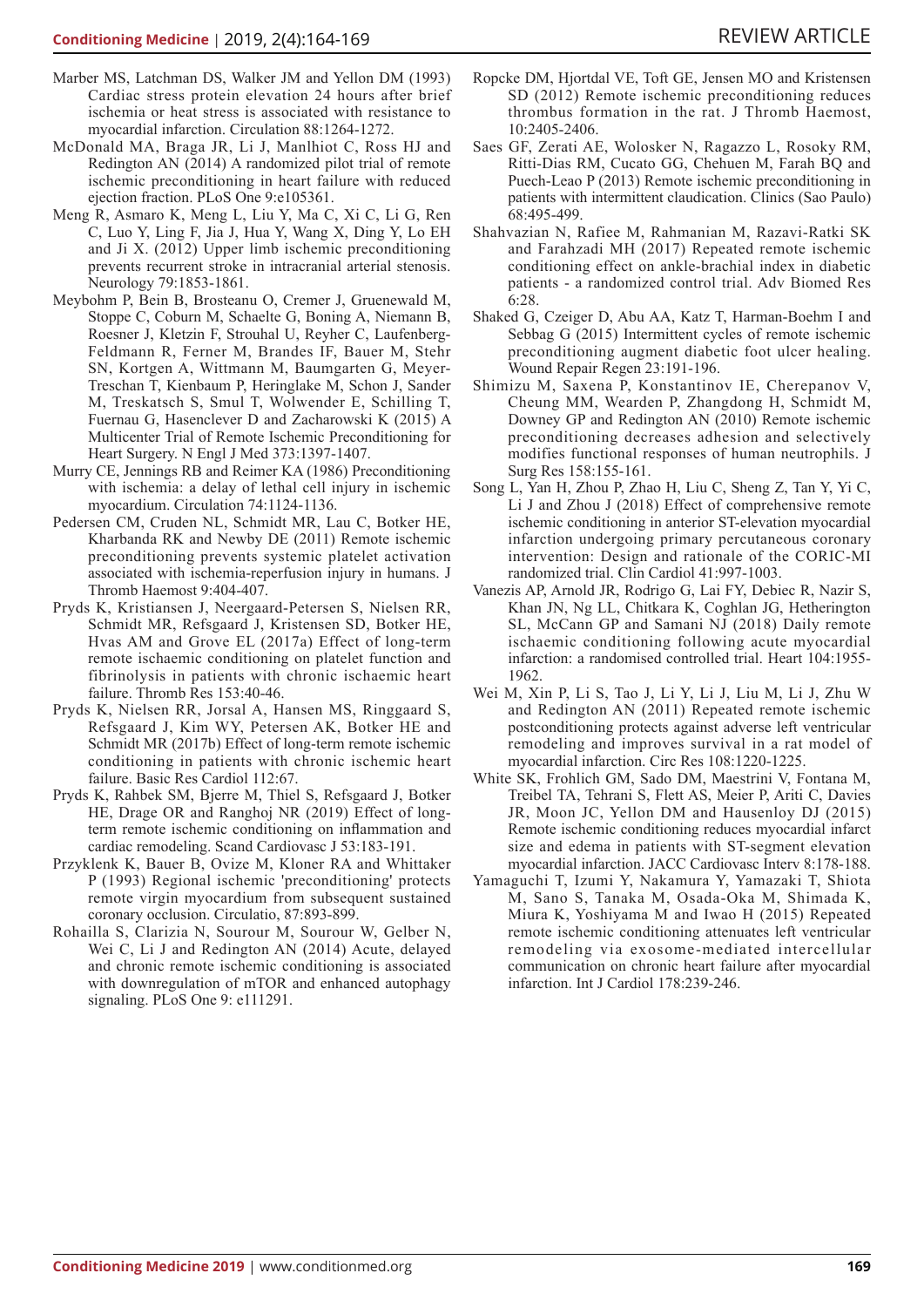Marber MS, Latchman DS, Walker JM and Yellon DM (1993) Cardiac stress protein elevation 24 hours after brief ischemia or heat stress is associated with resistance to myocardial infarction. Circulation 88:1264-1272.

McDonald MA, Braga JR, Li J, Manlhiot C, Ross HJ and Redington AN (2014) A randomized pilot trial of remote ischemic preconditioning in heart failure with reduced ejection fraction. PLoS One 9:e105361.

Meng R, Asmaro K, Meng L, Liu Y, Ma C, Xi C, Li G, Ren C, Luo Y, Ling F, Jia J, Hua Y, Wang X, Ding Y, Lo EH and Ji X. (2012) Upper limb ischemic preconditioning prevents recurrent stroke in intracranial arterial stenosis. Neurology 79:1853-1861.

Meybohm P, Bein B, Brosteanu O, Cremer J, Gruenewald M, Stoppe C, Coburn M, Schaelte G, Boning A, Niemann B, Roesner J, Kletzin F, Strouhal U, Reyher C, Laufenberg-Feldmann R, Ferner M, Brandes IF, Bauer M, Stehr SN, Kortgen A, Wittmann M, Baumgarten G, Meyer-Treschan T, Kienbaum P, Heringlake M, Schon J, Sander M, Treskatsch S, Smul T, Wolwender E, Schilling T, Fuernau G, Hasenclever D and Zacharowski K (2015) A Multicenter Trial of Remote Ischemic Preconditioning for Heart Surgery. N Engl J Med 373:1397-1407.

Murry CE, Jennings RB and Reimer KA (1986) Preconditioning with ischemia: a delay of lethal cell injury in ischemic myocardium. Circulation 74:1124-1136.

Pedersen CM, Cruden NL, Schmidt MR, Lau C, Botker HE, Kharbanda RK and Newby DE (2011) Remote ischemic preconditioning prevents systemic platelet activation associated with ischemia-reperfusion injury in humans. J Thromb Haemost 9:404-407.

Pryds K, Kristiansen J, Neergaard-Petersen S, Nielsen RR, Schmidt MR, Refsgaard J, Kristensen SD, Botker HE, Hvas AM and Grove EL (2017a) Effect of long-term remote ischaemic conditioning on platelet function and fibrinolysis in patients with chronic ischaemic heart failure. Thromb Res 153:40-46.

Pryds K, Nielsen RR, Jorsal A, Hansen MS, Ringgaard S, Refsgaard J, Kim WY, Petersen AK, Botker HE and Schmidt MR (2017b) Effect of long-term remote ischemic conditioning in patients with chronic ischemic heart failure. Basic Res Cardiol 112:67.

Pryds K, Rahbek SM, Bjerre M, Thiel S, Refsgaard J, Botker HE, Drage OR and Ranghoj NR (2019) Effect of long-term remote ischemic conditioning on inflammation and cardiac remodeling. Scand Cardiovasc J 53:183-191.

Przyklenk K, Bauer B, Ovize M, Kloner RA and Whittaker P (1993) Regional ischemic 'preconditioning' protects remote virgin myocardium from subsequent sustained coronary occlusion. Circulatio, 87:893-899.

Rohailla S, Clarizia N, Sourour M, Sourour W, Gelber N, Wei C, Li J and Redington AN (2014) Acute, delayed and chronic remote ischemic conditioning is associated with downregulation of mTOR and enhanced autophagy signaling. PLoS One 9: e111291.

Ropcke DM, Hjortdal VE, Toft GE, Jensen MO and Kristensen SD (2012) Remote ischemic preconditioning reduces thrombus formation in the rat. J Thromb Haemost, 10:2405-2406.

Saes GF, Zerati AE, Wolosker N, Ragazzo L, Rosoky RM, Ritti-Dias RM, Cucato GG, Chehuen M, Farah BQ and Puech-Leao P (2013) Remote ischemic preconditioning in patients with intermittent claudication. Clinics (Sao Paulo) 68:495-499.

Shahvazian N, Rafiee M, Rahmanian M, Razavi-Ratki SK and Farahzadi MH (2017) Repeated remote ischemic conditioning effect on ankle-brachial index in diabetic patients - a randomized control trial. Adv Biomed Res 6:28.

Shaked G, Czeiger D, Abu AA, Katz T, Harman-Boehm I and Sebbag G (2015) Intermittent cycles of remote ischemic preconditioning augment diabetic foot ulcer healing. Wound Repair Regen 23:191-196.

Shimizu M, Saxena P, Konstantinov IE, Cherepanov V, Cheung MM, Wearden P, Zhangdong H, Schmidt M, Downey GP and Redington AN (2010) Remote ischemic preconditioning decreases adhesion and selectively modifies functional responses of human neutrophils. J Surg Res 158:155-161.

Song L, Yan H, Zhou P, Zhao H, Liu C, Sheng Z, Tan Y, Yi C, Li J and Zhou J (2018) Effect of comprehensive remote ischemic conditioning in anterior ST-elevation myocardial infarction undergoing primary percutaneous coronary intervention: Design and rationale of the CORIC-MI randomized trial. Clin Cardiol 41:997-1003.

Vanezis AP, Arnold JR, Rodrigo G, Lai FY, Debiec R, Nazir S, Khan JN, Ng LL, Chitkara K, Coghlan JG, Hetherington SL, McCann GP and Samani NJ (2018) Daily remote ischaemic conditioning following acute myocardial infarction: a randomised controlled trial. Heart 104:1955-1962.

Wei M, Xin P, Li S, Tao J, Li Y, Li J, Liu M, Li J, Zhu W and Redington AN (2011) Repeated remote ischemic postconditioning protects against adverse left ventricular remodeling and improves survival in a rat model of myocardial infarction. Circ Res 108:1220-1225.

White SK, Frohlich GM, Sado DM, Maestrini V, Fontana M, Treibel TA, Tehrani S, Flett AS, Meier P, Ariti C, Davies JR, Moon JC, Yellon DM and Hausenloy DJ (2015) Remote ischemic conditioning reduces myocardial infarct size and edema in patients with ST-segment elevation myocardial infarction. JACC Cardiovasc Interv 8:178-188.

Yamaguchi T, Izumi Y, Nakamura Y, Yamazaki T, Shiota M, Sano S, Tanaka M, Osada-Oka M, Shimada K, Miura K, Yoshiyama M and Iwao H (2015) Repeated remote ischemic conditioning attenuates left ventricular remodeling via exosome-mediated intercellular communication on chronic heart failure after myocardial infarction. Int J Cardiol 178:239-246.